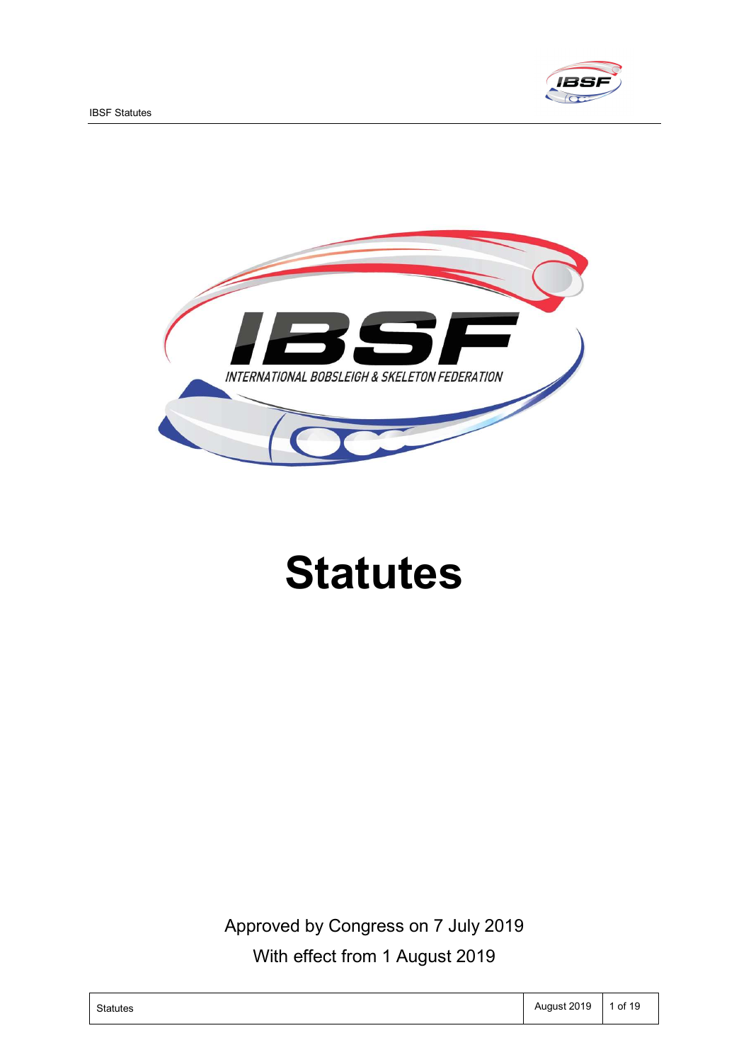# Statutes

Approved by Congress on 7 July 2019

With effect from 1 August 2019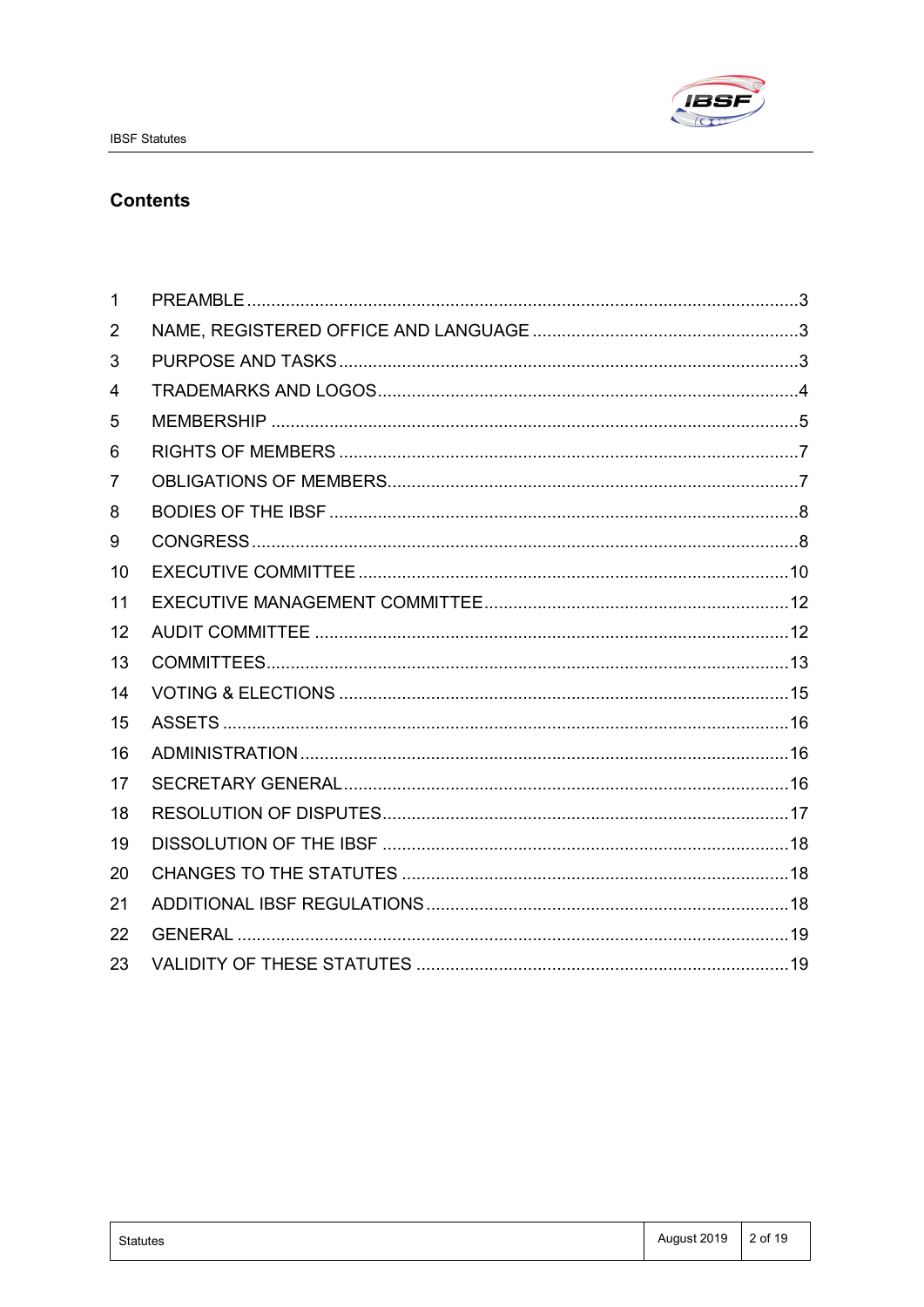## Contents

| | | |
|---|---|---|
| 1 | PREAMBLE | 3 |
| 2 | NAME, REGISTERED OFFICE AND LANGUAGE | 3 |
| 3 | PURPOSE AND TASKS | 3 |
| 4 | TRADEMARKS AND LOGOS | 4 |
| 5 | MEMBERSHIP | 5 |
| 6 | RIGHTS OF MEMBERS | 7 |
| 7 | OBLIGATIONS OF MEMBERS | 7 |
| 8 | BODIES OF THE IBSF | 8 |
| 9 | CONGRESS | 8 |
| 10 | EXECUTIVE COMMITTEE | 10 |
| 11 | EXECUTIVE MANAGEMENT COMMITTEE | 12 |
| 12 | AUDIT COMMITTEE | 12 |
| 13 | COMMITTEES | 13 |
| 14 | VOTING & ELECTIONS | 15 |
| 15 | ASSETS | 16 |
| 16 | ADMINISTRATION | 16 |
| 17 | SECRETARY GENERAL | 16 |
| 18 | RESOLUTION OF DISPUTES | 17 |
| 19 | DISSOLUTION OF THE IBSF | 18 |
| 20 | CHANGES TO THE STATUTES | 18 |
| 21 | ADDITIONAL IBSF REGULATIONS | 18 |
| 22 | GENERAL | 19 |
| 23 | VALIDITY OF THESE STATUTES | 19 |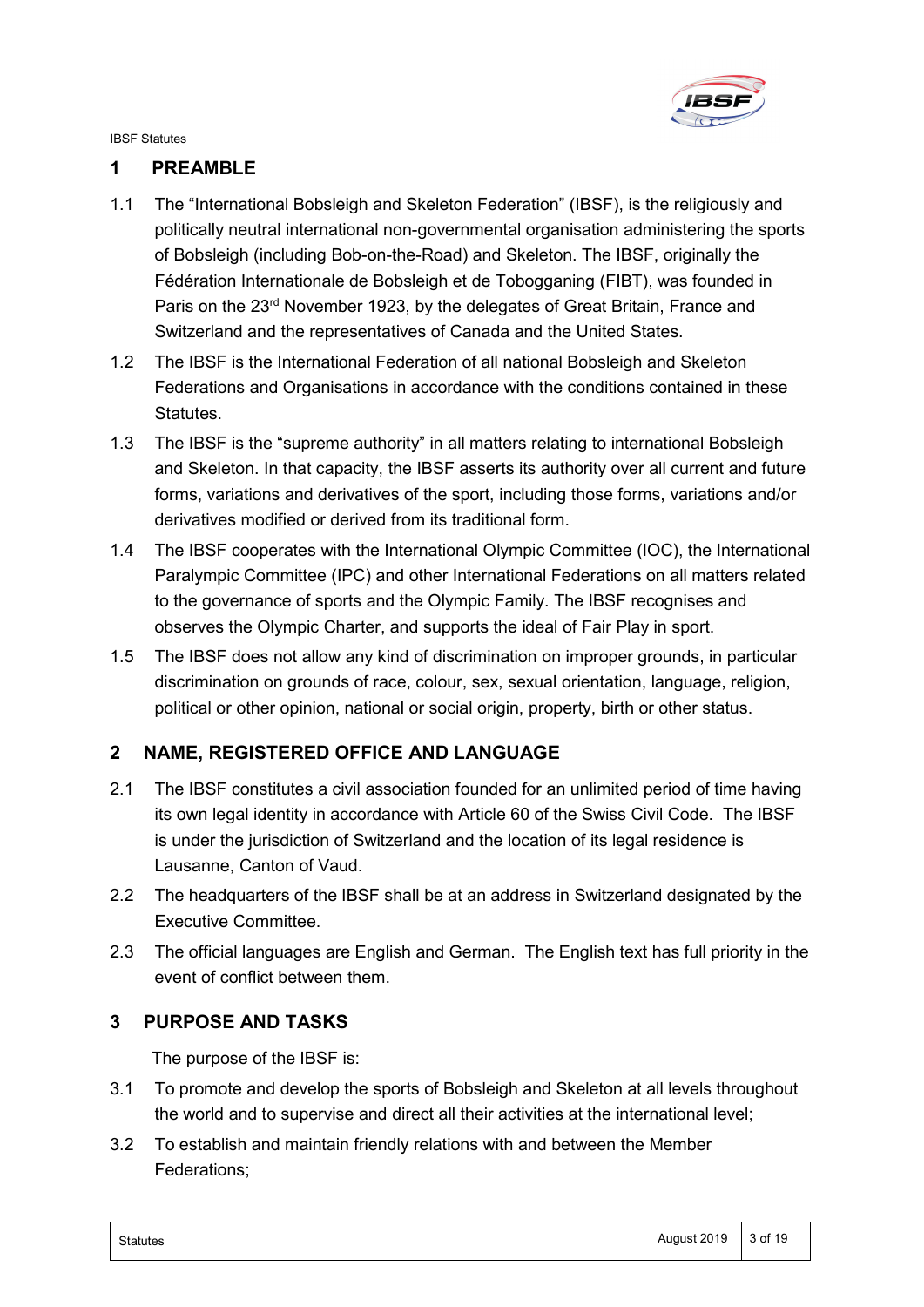## 1 PREAMBLE

1.1 The "International Bobsleigh and Skeleton Federation" (IBSF), is the religiously and politically neutral international non-governmental organisation administering the sports of Bobsleigh (including Bob-on-the-Road) and Skeleton. The IBSF, originally the Fédération Internationale de Bobsleigh et de Tobogganing (FIBT), was founded in Paris on the 23rd November 1923, by the delegates of Great Britain, France and Switzerland and the representatives of Canada and the United States.

1.2 The IBSF is the International Federation of all national Bobsleigh and Skeleton Federations and Organisations in accordance with the conditions contained in these Statutes.

1.3 The IBSF is the "supreme authority" in all matters relating to international Bobsleigh and Skeleton. In that capacity, the IBSF asserts its authority over all current and future forms, variations and derivatives of the sport, including those forms, variations and/or derivatives modified or derived from its traditional form.

1.4 The IBSF cooperates with the International Olympic Committee (IOC), the International Paralympic Committee (IPC) and other International Federations on all matters related to the governance of sports and the Olympic Family. The IBSF recognises and observes the Olympic Charter, and supports the ideal of Fair Play in sport.

1.5 The IBSF does not allow any kind of discrimination on improper grounds, in particular discrimination on grounds of race, colour, sex, sexual orientation, language, religion, political or other opinion, national or social origin, property, birth or other status.

## 2 NAME, REGISTERED OFFICE AND LANGUAGE

2.1 The IBSF constitutes a civil association founded for an unlimited period of time having its own legal identity in accordance with Article 60 of the Swiss Civil Code. The IBSF is under the jurisdiction of Switzerland and the location of its legal residence is Lausanne, Canton of Vaud.

2.2 The headquarters of the IBSF shall be at an address in Switzerland designated by the Executive Committee.

2.3 The official languages are English and German. The English text has full priority in the event of conflict between them.

## 3 PURPOSE AND TASKS

The purpose of the IBSF is:

3.1 To promote and develop the sports of Bobsleigh and Skeleton at all levels throughout the world and to supervise and direct all their activities at the international level;

3.2 To establish and maintain friendly relations with and between the Member Federations;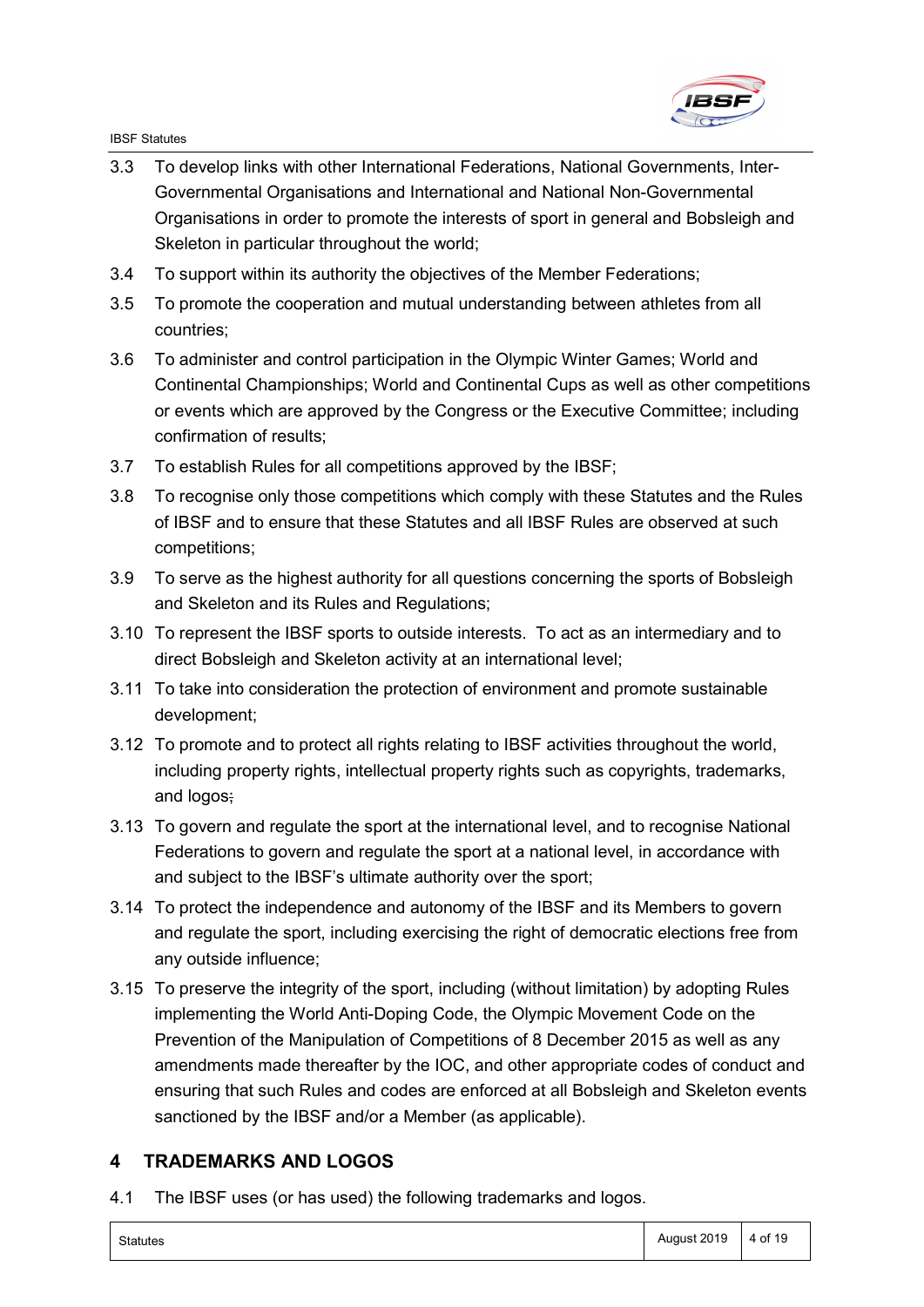3.3 To develop links with other International Federations, National Governments, Inter-Governmental Organisations and International and National Non-Governmental Organisations in order to promote the interests of sport in general and Bobsleigh and Skeleton in particular throughout the world;

3.4 To support within its authority the objectives of the Member Federations;

3.5 To promote the cooperation and mutual understanding between athletes from all countries;

3.6 To administer and control participation in the Olympic Winter Games; World and Continental Championships; World and Continental Cups as well as other competitions or events which are approved by the Congress or the Executive Committee; including confirmation of results;

3.7 To establish Rules for all competitions approved by the IBSF;

3.8 To recognise only those competitions which comply with these Statutes and the Rules of IBSF and to ensure that these Statutes and all IBSF Rules are observed at such competitions;

3.9 To serve as the highest authority for all questions concerning the sports of Bobsleigh and Skeleton and its Rules and Regulations;

3.10 To represent the IBSF sports to outside interests. To act as an intermediary and to direct Bobsleigh and Skeleton activity at an international level;

3.11 To take into consideration the protection of environment and promote sustainable development;

3.12 To promote and to protect all rights relating to IBSF activities throughout the world, including property rights, intellectual property rights such as copyrights, trademarks, and logos;

3.13 To govern and regulate the sport at the international level, and to recognise National Federations to govern and regulate the sport at a national level, in accordance with and subject to the IBSF's ultimate authority over the sport;

3.14 To protect the independence and autonomy of the IBSF and its Members to govern and regulate the sport, including exercising the right of democratic elections free from any outside influence;

3.15 To preserve the integrity of the sport, including (without limitation) by adopting Rules implementing the World Anti-Doping Code, the Olympic Movement Code on the Prevention of the Manipulation of Competitions of 8 December 2015 as well as any amendments made thereafter by the IOC, and other appropriate codes of conduct and ensuring that such Rules and codes are enforced at all Bobsleigh and Skeleton events sanctioned by the IBSF and/or a Member (as applicable).

## 4 TRADEMARKS AND LOGOS

4.1 The IBSF uses (or has used) the following trademarks and logos.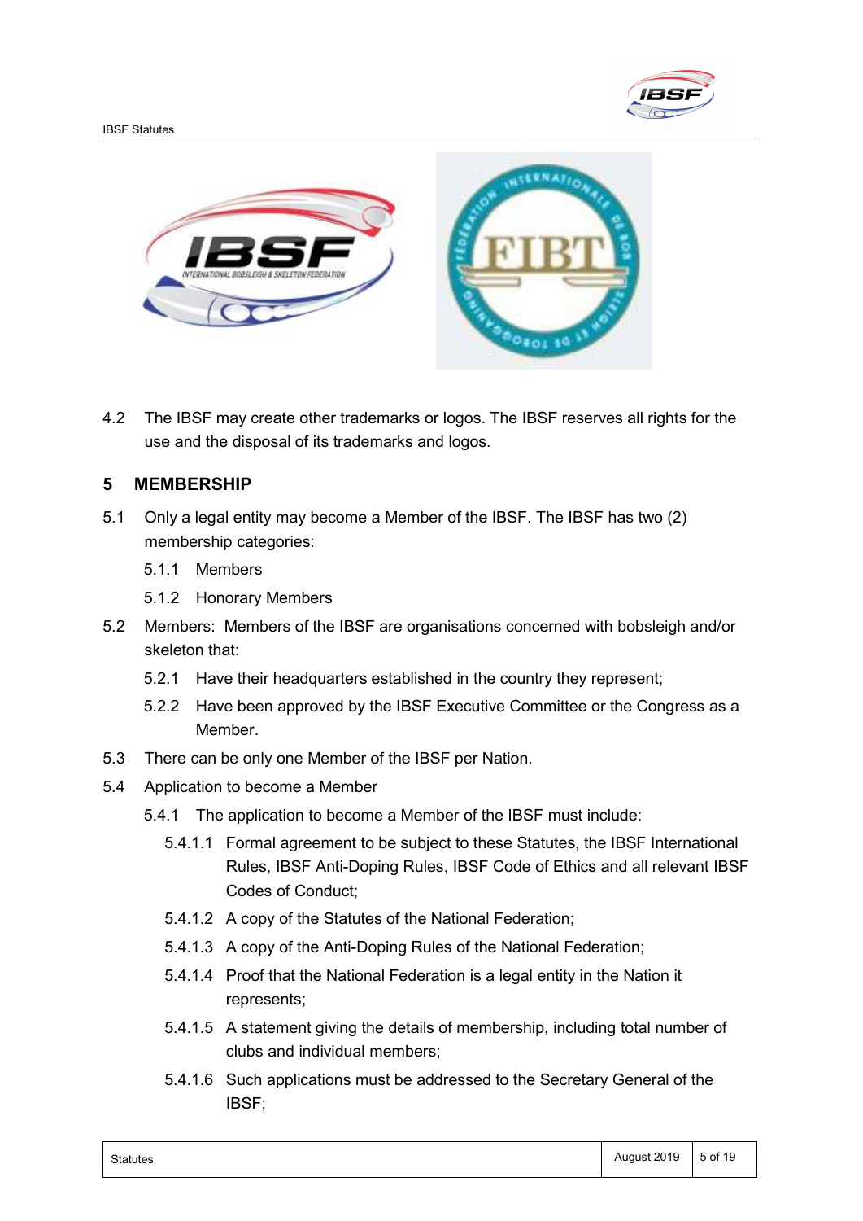4.2 The IBSF may create other trademarks or logos. The IBSF reserves all rights for the use and the disposal of its trademarks and logos.

## 5 MEMBERSHIP

5.1 Only a legal entity may become a Member of the IBSF. The IBSF has two (2) membership categories:

- 5.1.1 Members
- 5.1.2 Honorary Members

5.2 Members: Members of the IBSF are organisations concerned with bobsleigh and/or skeleton that:

- 5.2.1 Have their headquarters established in the country they represent;
- 5.2.2 Have been approved by the IBSF Executive Committee or the Congress as a Member.

5.3 There can be only one Member of the IBSF per Nation.

5.4 Application to become a Member

- 5.4.1 The application to become a Member of the IBSF must include:
  - 5.4.1.1 Formal agreement to be subject to these Statutes, the IBSF International Rules, IBSF Anti-Doping Rules, IBSF Code of Ethics and all relevant IBSF Codes of Conduct;
  - 5.4.1.2 A copy of the Statutes of the National Federation;
  - 5.4.1.3 A copy of the Anti-Doping Rules of the National Federation;
  - 5.4.1.4 Proof that the National Federation is a legal entity in the Nation it represents;
  - 5.4.1.5 A statement giving the details of membership, including total number of clubs and individual members;
  - 5.4.1.6 Such applications must be addressed to the Secretary General of the IBSF;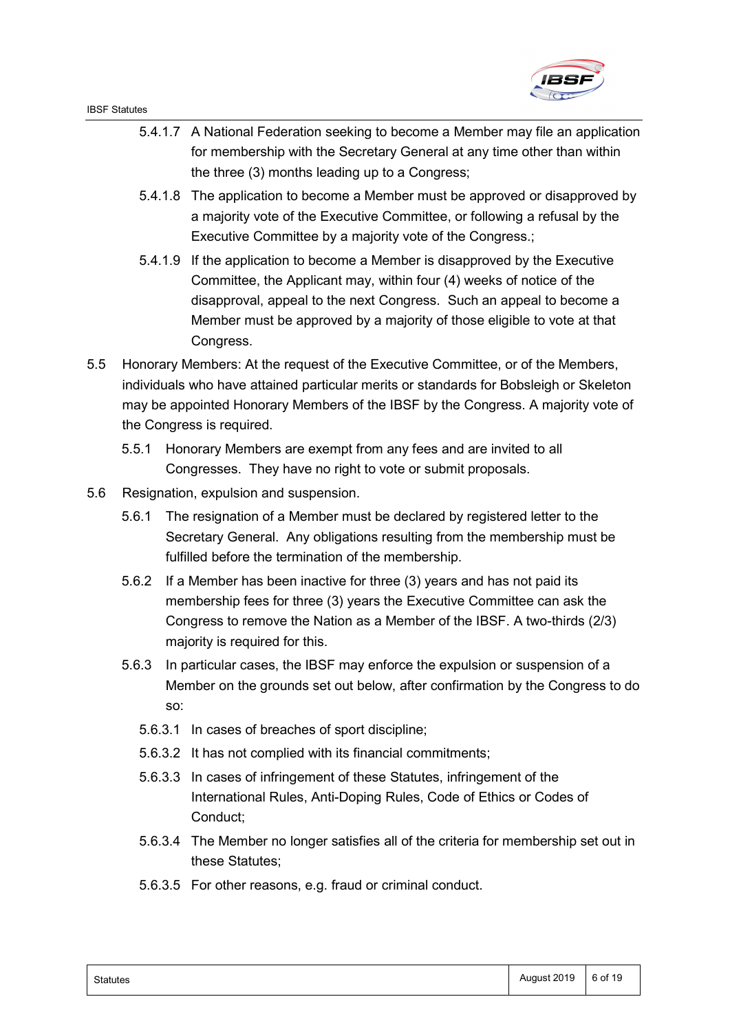5.4.1.7 A National Federation seeking to become a Member may file an application for membership with the Secretary General at any time other than within the three (3) months leading up to a Congress;

5.4.1.8 The application to become a Member must be approved or disapproved by a majority vote of the Executive Committee, or following a refusal by the Executive Committee by a majority vote of the Congress.;

5.4.1.9 If the application to become a Member is disapproved by the Executive Committee, the Applicant may, within four (4) weeks of notice of the disapproval, appeal to the next Congress. Such an appeal to become a Member must be approved by a majority of those eligible to vote at that Congress.

5.5 Honorary Members: At the request of the Executive Committee, or of the Members, individuals who have attained particular merits or standards for Bobsleigh or Skeleton may be appointed Honorary Members of the IBSF by the Congress. A majority vote of the Congress is required.

5.5.1 Honorary Members are exempt from any fees and are invited to all Congresses. They have no right to vote or submit proposals.

5.6 Resignation, expulsion and suspension.

5.6.1 The resignation of a Member must be declared by registered letter to the Secretary General. Any obligations resulting from the membership must be fulfilled before the termination of the membership.

5.6.2 If a Member has been inactive for three (3) years and has not paid its membership fees for three (3) years the Executive Committee can ask the Congress to remove the Nation as a Member of the IBSF. A two-thirds (2/3) majority is required for this.

5.6.3 In particular cases, the IBSF may enforce the expulsion or suspension of a Member on the grounds set out below, after confirmation by the Congress to do so:

5.6.3.1 In cases of breaches of sport discipline;

5.6.3.2 It has not complied with its financial commitments;

5.6.3.3 In cases of infringement of these Statutes, infringement of the International Rules, Anti-Doping Rules, Code of Ethics or Codes of Conduct;

5.6.3.4 The Member no longer satisfies all of the criteria for membership set out in these Statutes;

5.6.3.5 For other reasons, e.g. fraud or criminal conduct.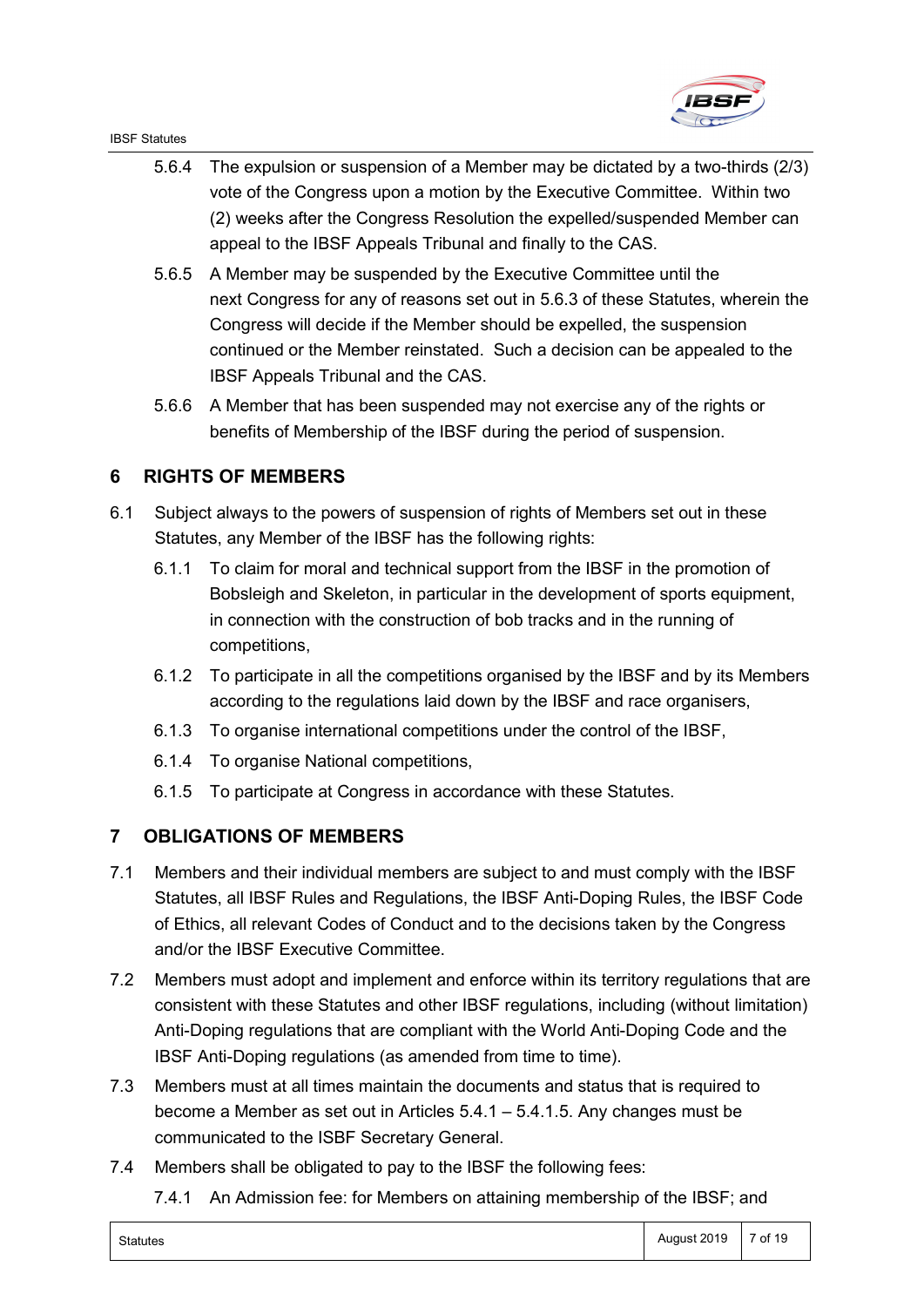5.6.4 The expulsion or suspension of a Member may be dictated by a two-thirds (2/3) vote of the Congress upon a motion by the Executive Committee. Within two (2) weeks after the Congress Resolution the expelled/suspended Member can appeal to the IBSF Appeals Tribunal and finally to the CAS.

5.6.5 A Member may be suspended by the Executive Committee until the next Congress for any of reasons set out in 5.6.3 of these Statutes, wherein the Congress will decide if the Member should be expelled, the suspension continued or the Member reinstated. Such a decision can be appealed to the IBSF Appeals Tribunal and the CAS.

5.6.6 A Member that has been suspended may not exercise any of the rights or benefits of Membership of the IBSF during the period of suspension.

## 6 RIGHTS OF MEMBERS

6.1 Subject always to the powers of suspension of rights of Members set out in these Statutes, any Member of the IBSF has the following rights:

6.1.1 To claim for moral and technical support from the IBSF in the promotion of Bobsleigh and Skeleton, in particular in the development of sports equipment, in connection with the construction of bob tracks and in the running of competitions,

6.1.2 To participate in all the competitions organised by the IBSF and by its Members according to the regulations laid down by the IBSF and race organisers,

6.1.3 To organise international competitions under the control of the IBSF,

6.1.4 To organise National competitions,

6.1.5 To participate at Congress in accordance with these Statutes.

## 7 OBLIGATIONS OF MEMBERS

7.1 Members and their individual members are subject to and must comply with the IBSF Statutes, all IBSF Rules and Regulations, the IBSF Anti-Doping Rules, the IBSF Code of Ethics, all relevant Codes of Conduct and to the decisions taken by the Congress and/or the IBSF Executive Committee.

7.2 Members must adopt and implement and enforce within its territory regulations that are consistent with these Statutes and other IBSF regulations, including (without limitation) Anti-Doping regulations that are compliant with the World Anti-Doping Code and the IBSF Anti-Doping regulations (as amended from time to time).

7.3 Members must at all times maintain the documents and status that is required to become a Member as set out in Articles 5.4.1 – 5.4.1.5. Any changes must be communicated to the ISBF Secretary General.

7.4 Members shall be obligated to pay to the IBSF the following fees:

7.4.1 An Admission fee: for Members on attaining membership of the IBSF; and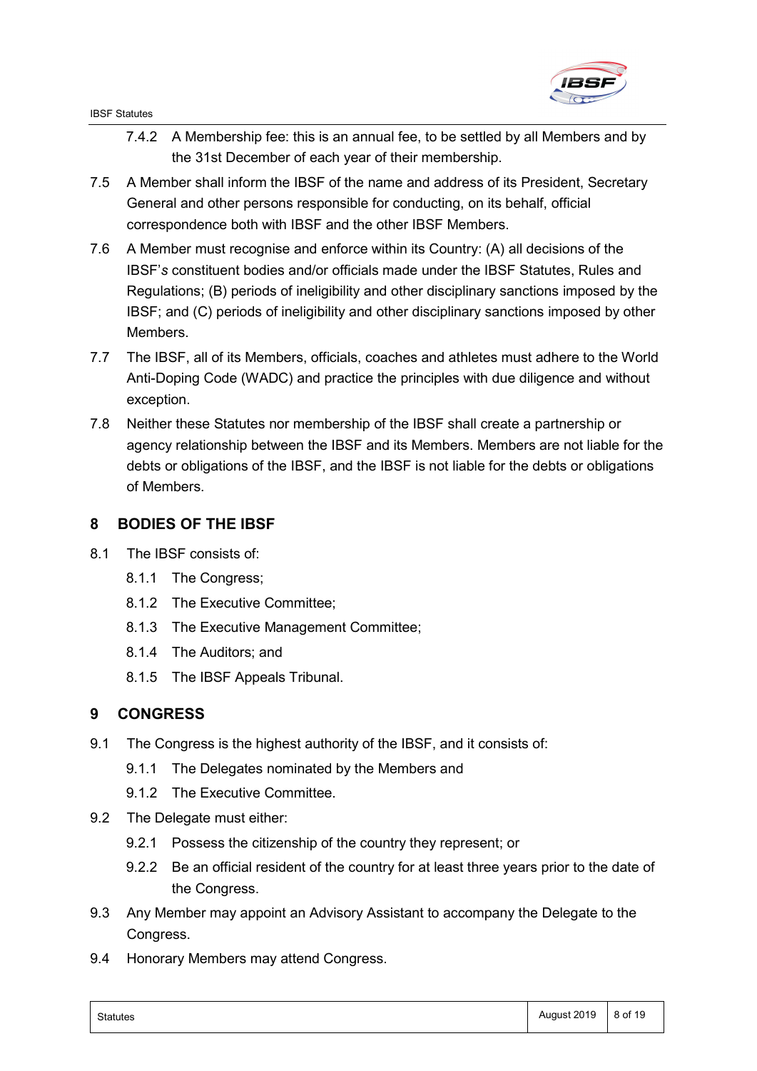7.4.2 A Membership fee: this is an annual fee, to be settled by all Members and by the 31st December of each year of their membership.

7.5 A Member shall inform the IBSF of the name and address of its President, Secretary General and other persons responsible for conducting, on its behalf, official correspondence both with IBSF and the other IBSF Members.

7.6 A Member must recognise and enforce within its Country: (A) all decisions of the IBSF's constituent bodies and/or officials made under the IBSF Statutes, Rules and Regulations; (B) periods of ineligibility and other disciplinary sanctions imposed by the IBSF; and (C) periods of ineligibility and other disciplinary sanctions imposed by other Members.

7.7 The IBSF, all of its Members, officials, coaches and athletes must adhere to the World Anti-Doping Code (WADC) and practice the principles with due diligence and without exception.

7.8 Neither these Statutes nor membership of the IBSF shall create a partnership or agency relationship between the IBSF and its Members. Members are not liable for the debts or obligations of the IBSF, and the IBSF is not liable for the debts or obligations of Members.

## 8 BODIES OF THE IBSF

8.1 The IBSF consists of:

8.1.1 The Congress;

8.1.2 The Executive Committee;

8.1.3 The Executive Management Committee;

8.1.4 The Auditors; and

8.1.5 The IBSF Appeals Tribunal.

## 9 CONGRESS

9.1 The Congress is the highest authority of the IBSF, and it consists of:

9.1.1 The Delegates nominated by the Members and

9.1.2 The Executive Committee.

9.2 The Delegate must either:

9.2.1 Possess the citizenship of the country they represent; or

9.2.2 Be an official resident of the country for at least three years prior to the date of the Congress.

9.3 Any Member may appoint an Advisory Assistant to accompany the Delegate to the Congress.

9.4 Honorary Members may attend Congress.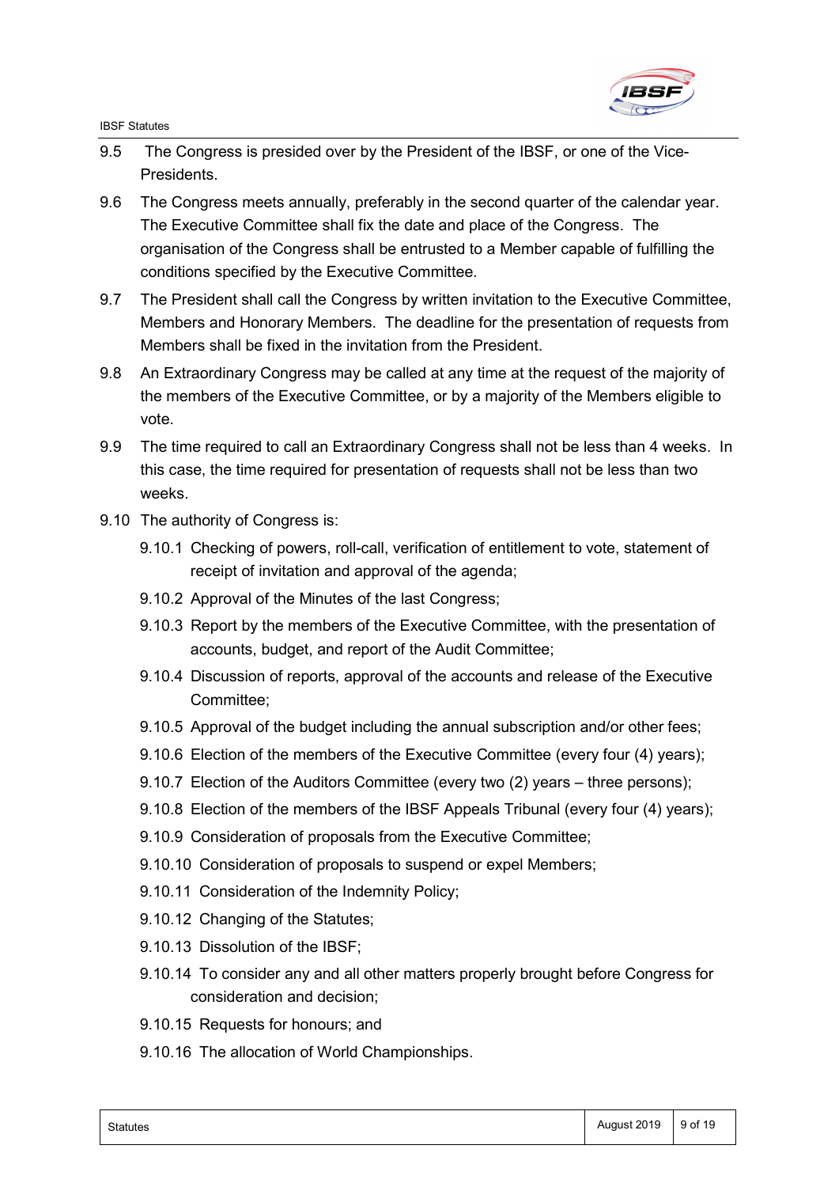9.5 The Congress is presided over by the President of the IBSF, or one of the Vice-Presidents.

9.6 The Congress meets annually, preferably in the second quarter of the calendar year. The Executive Committee shall fix the date and place of the Congress. The organisation of the Congress shall be entrusted to a Member capable of fulfilling the conditions specified by the Executive Committee.

9.7 The President shall call the Congress by written invitation to the Executive Committee, Members and Honorary Members. The deadline for the presentation of requests from Members shall be fixed in the invitation from the President.

9.8 An Extraordinary Congress may be called at any time at the request of the majority of the members of the Executive Committee, or by a majority of the Members eligible to vote.

9.9 The time required to call an Extraordinary Congress shall not be less than 4 weeks. In this case, the time required for presentation of requests shall not be less than two weeks.

9.10 The authority of Congress is:

- 9.10.1 Checking of powers, roll-call, verification of entitlement to vote, statement of receipt of invitation and approval of the agenda;
- 9.10.2 Approval of the Minutes of the last Congress;
- 9.10.3 Report by the members of the Executive Committee, with the presentation of accounts, budget, and report of the Audit Committee;
- 9.10.4 Discussion of reports, approval of the accounts and release of the Executive Committee;
- 9.10.5 Approval of the budget including the annual subscription and/or other fees;
- 9.10.6 Election of the members of the Executive Committee (every four (4) years);
- 9.10.7 Election of the Auditors Committee (every two (2) years – three persons);
- 9.10.8 Election of the members of the IBSF Appeals Tribunal (every four (4) years);
- 9.10.9 Consideration of proposals from the Executive Committee;
- 9.10.10 Consideration of proposals to suspend or expel Members;
- 9.10.11 Consideration of the Indemnity Policy;
- 9.10.12 Changing of the Statutes;
- 9.10.13 Dissolution of the IBSF;
- 9.10.14 To consider any and all other matters properly brought before Congress for consideration and decision;
- 9.10.15 Requests for honours; and
- 9.10.16 The allocation of World Championships.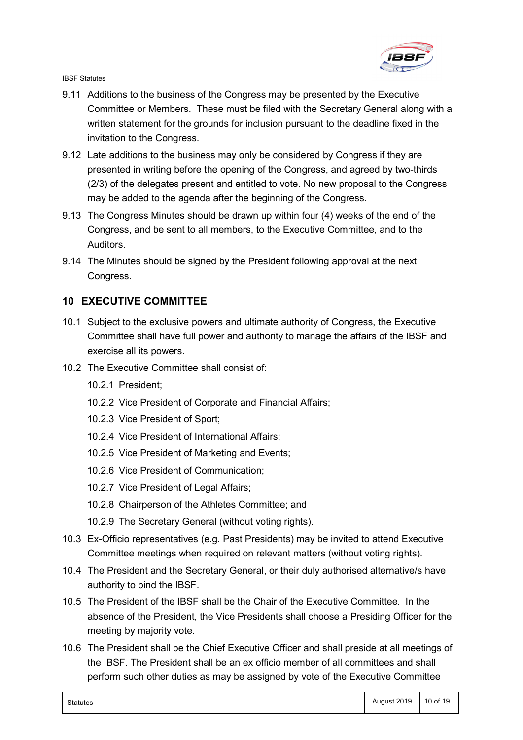9.11 Additions to the business of the Congress may be presented by the Executive Committee or Members. These must be filed with the Secretary General along with a written statement for the grounds for inclusion pursuant to the deadline fixed in the invitation to the Congress.

9.12 Late additions to the business may only be considered by Congress if they are presented in writing before the opening of the Congress, and agreed by two-thirds (2/3) of the delegates present and entitled to vote. No new proposal to the Congress may be added to the agenda after the beginning of the Congress.

9.13 The Congress Minutes should be drawn up within four (4) weeks of the end of the Congress, and be sent to all members, to the Executive Committee, and to the Auditors.

9.14 The Minutes should be signed by the President following approval at the next Congress.

## 10 EXECUTIVE COMMITTEE

10.1 Subject to the exclusive powers and ultimate authority of Congress, the Executive Committee shall have full power and authority to manage the affairs of the IBSF and exercise all its powers.

10.2 The Executive Committee shall consist of:

- 10.2.1 President;
- 10.2.2 Vice President of Corporate and Financial Affairs;
- 10.2.3 Vice President of Sport;
- 10.2.4 Vice President of International Affairs;
- 10.2.5 Vice President of Marketing and Events;
- 10.2.6 Vice President of Communication;
- 10.2.7 Vice President of Legal Affairs;
- 10.2.8 Chairperson of the Athletes Committee; and
- 10.2.9 The Secretary General (without voting rights).

10.3 Ex-Officio representatives (e.g. Past Presidents) may be invited to attend Executive Committee meetings when required on relevant matters (without voting rights).

10.4 The President and the Secretary General, or their duly authorised alternative/s have authority to bind the IBSF.

10.5 The President of the IBSF shall be the Chair of the Executive Committee. In the absence of the President, the Vice Presidents shall choose a Presiding Officer for the meeting by majority vote.

10.6 The President shall be the Chief Executive Officer and shall preside at all meetings of the IBSF. The President shall be an ex officio member of all committees and shall perform such other duties as may be assigned by vote of the Executive Committee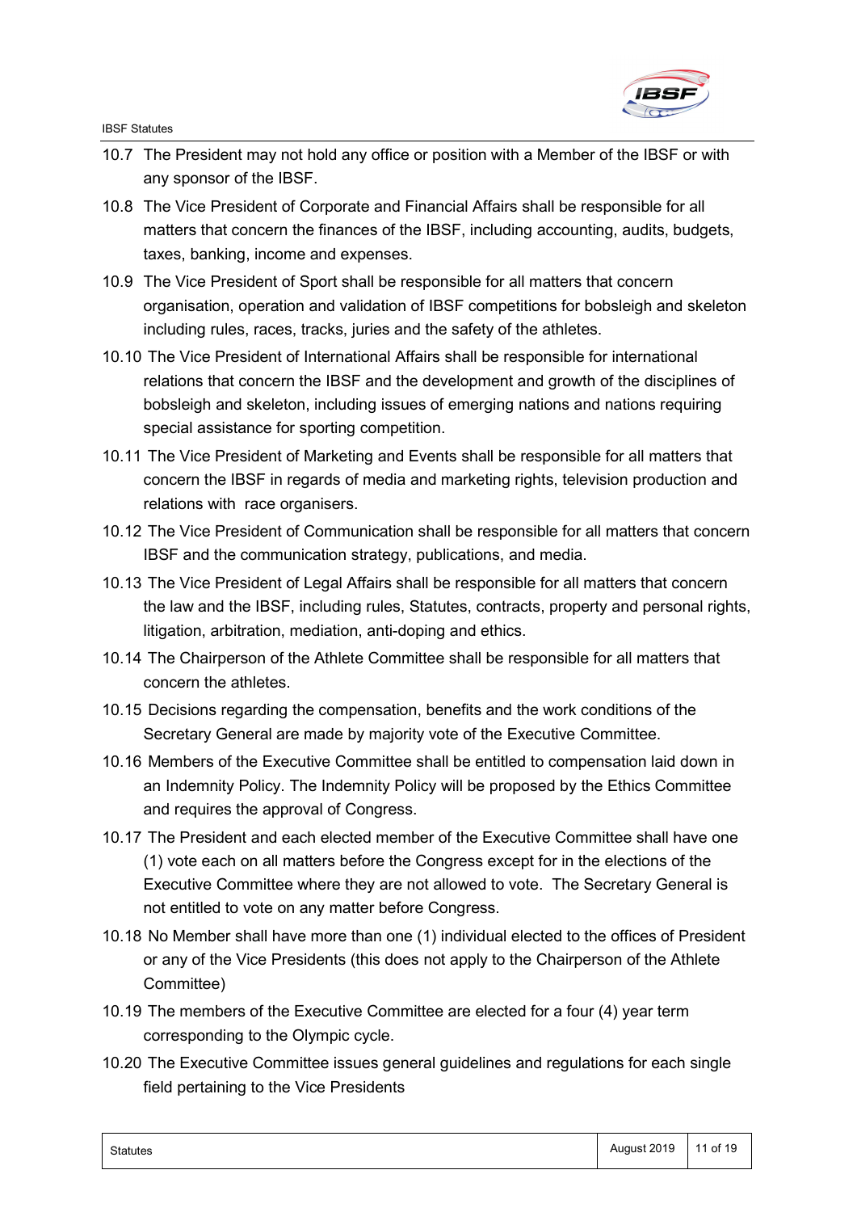10.7 The President may not hold any office or position with a Member of the IBSF or with any sponsor of the IBSF.

10.8 The Vice President of Corporate and Financial Affairs shall be responsible for all matters that concern the finances of the IBSF, including accounting, audits, budgets, taxes, banking, income and expenses.

10.9 The Vice President of Sport shall be responsible for all matters that concern organisation, operation and validation of IBSF competitions for bobsleigh and skeleton including rules, races, tracks, juries and the safety of the athletes.

10.10 The Vice President of International Affairs shall be responsible for international relations that concern the IBSF and the development and growth of the disciplines of bobsleigh and skeleton, including issues of emerging nations and nations requiring special assistance for sporting competition.

10.11 The Vice President of Marketing and Events shall be responsible for all matters that concern the IBSF in regards of media and marketing rights, television production and relations with race organisers.

10.12 The Vice President of Communication shall be responsible for all matters that concern IBSF and the communication strategy, publications, and media.

10.13 The Vice President of Legal Affairs shall be responsible for all matters that concern the law and the IBSF, including rules, Statutes, contracts, property and personal rights, litigation, arbitration, mediation, anti-doping and ethics.

10.14 The Chairperson of the Athlete Committee shall be responsible for all matters that concern the athletes.

10.15 Decisions regarding the compensation, benefits and the work conditions of the Secretary General are made by majority vote of the Executive Committee.

10.16 Members of the Executive Committee shall be entitled to compensation laid down in an Indemnity Policy. The Indemnity Policy will be proposed by the Ethics Committee and requires the approval of Congress.

10.17 The President and each elected member of the Executive Committee shall have one (1) vote each on all matters before the Congress except for in the elections of the Executive Committee where they are not allowed to vote. The Secretary General is not entitled to vote on any matter before Congress.

10.18 No Member shall have more than one (1) individual elected to the offices of President or any of the Vice Presidents (this does not apply to the Chairperson of the Athlete Committee)

10.19 The members of the Executive Committee are elected for a four (4) year term corresponding to the Olympic cycle.

10.20 The Executive Committee issues general guidelines and regulations for each single field pertaining to the Vice Presidents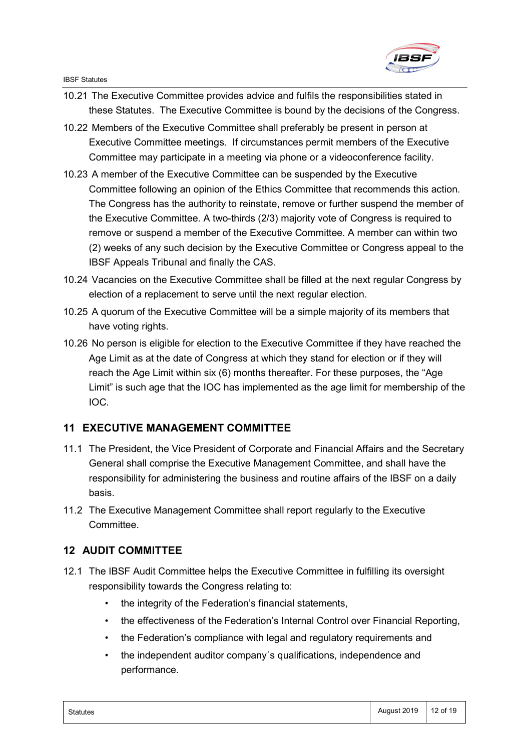10.21 The Executive Committee provides advice and fulfils the responsibilities stated in these Statutes. The Executive Committee is bound by the decisions of the Congress.

10.22 Members of the Executive Committee shall preferably be present in person at Executive Committee meetings. If circumstances permit members of the Executive Committee may participate in a meeting via phone or a videoconference facility.

10.23 A member of the Executive Committee can be suspended by the Executive Committee following an opinion of the Ethics Committee that recommends this action. The Congress has the authority to reinstate, remove or further suspend the member of the Executive Committee. A two-thirds (2/3) majority vote of Congress is required to remove or suspend a member of the Executive Committee. A member can within two (2) weeks of any such decision by the Executive Committee or Congress appeal to the IBSF Appeals Tribunal and finally the CAS.

10.24 Vacancies on the Executive Committee shall be filled at the next regular Congress by election of a replacement to serve until the next regular election.

10.25 A quorum of the Executive Committee will be a simple majority of its members that have voting rights.

10.26 No person is eligible for election to the Executive Committee if they have reached the Age Limit as at the date of Congress at which they stand for election or if they will reach the Age Limit within six (6) months thereafter. For these purposes, the "Age Limit" is such age that the IOC has implemented as the age limit for membership of the IOC.

## 11 EXECUTIVE MANAGEMENT COMMITTEE

11.1 The President, the Vice President of Corporate and Financial Affairs and the Secretary General shall comprise the Executive Management Committee, and shall have the responsibility for administering the business and routine affairs of the IBSF on a daily basis.

11.2 The Executive Management Committee shall report regularly to the Executive Committee.

## 12 AUDIT COMMITTEE

12.1 The IBSF Audit Committee helps the Executive Committee in fulfilling its oversight responsibility towards the Congress relating to:

- the integrity of the Federation's financial statements,
- the effectiveness of the Federation's Internal Control over Financial Reporting,
- the Federation's compliance with legal and regulatory requirements and
- the independent auditor company´s qualifications, independence and performance.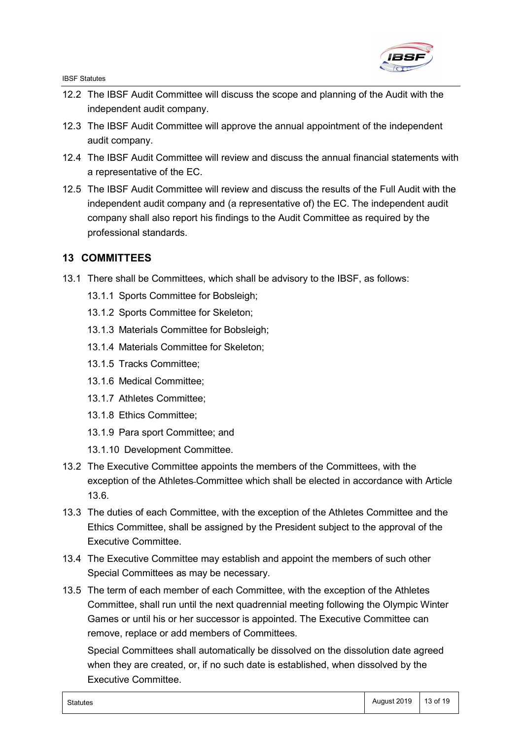12.2 The IBSF Audit Committee will discuss the scope and planning of the Audit with the independent audit company.

12.3 The IBSF Audit Committee will approve the annual appointment of the independent audit company.

12.4 The IBSF Audit Committee will review and discuss the annual financial statements with a representative of the EC.

12.5 The IBSF Audit Committee will review and discuss the results of the Full Audit with the independent audit company and (a representative of) the EC. The independent audit company shall also report his findings to the Audit Committee as required by the professional standards.

## 13 COMMITTEES

13.1 There shall be Committees, which shall be advisory to the IBSF, as follows:

- 13.1.1 Sports Committee for Bobsleigh;
- 13.1.2 Sports Committee for Skeleton;
- 13.1.3 Materials Committee for Bobsleigh;
- 13.1.4 Materials Committee for Skeleton;
- 13.1.5 Tracks Committee;
- 13.1.6 Medical Committee;
- 13.1.7 Athletes Committee;
- 13.1.8 Ethics Committee;
- 13.1.9 Para sport Committee; and
- 13.1.10 Development Committee.

13.2 The Executive Committee appoints the members of the Committees, with the exception of the Athletes Committee which shall be elected in accordance with Article 13.6.

13.3 The duties of each Committee, with the exception of the Athletes Committee and the Ethics Committee, shall be assigned by the President subject to the approval of the Executive Committee.

13.4 The Executive Committee may establish and appoint the members of such other Special Committees as may be necessary.

13.5 The term of each member of each Committee, with the exception of the Athletes Committee, shall run until the next quadrennial meeting following the Olympic Winter Games or until his or her successor is appointed. The Executive Committee can remove, replace or add members of Committees.

Special Committees shall automatically be dissolved on the dissolution date agreed when they are created, or, if no such date is established, when dissolved by the Executive Committee.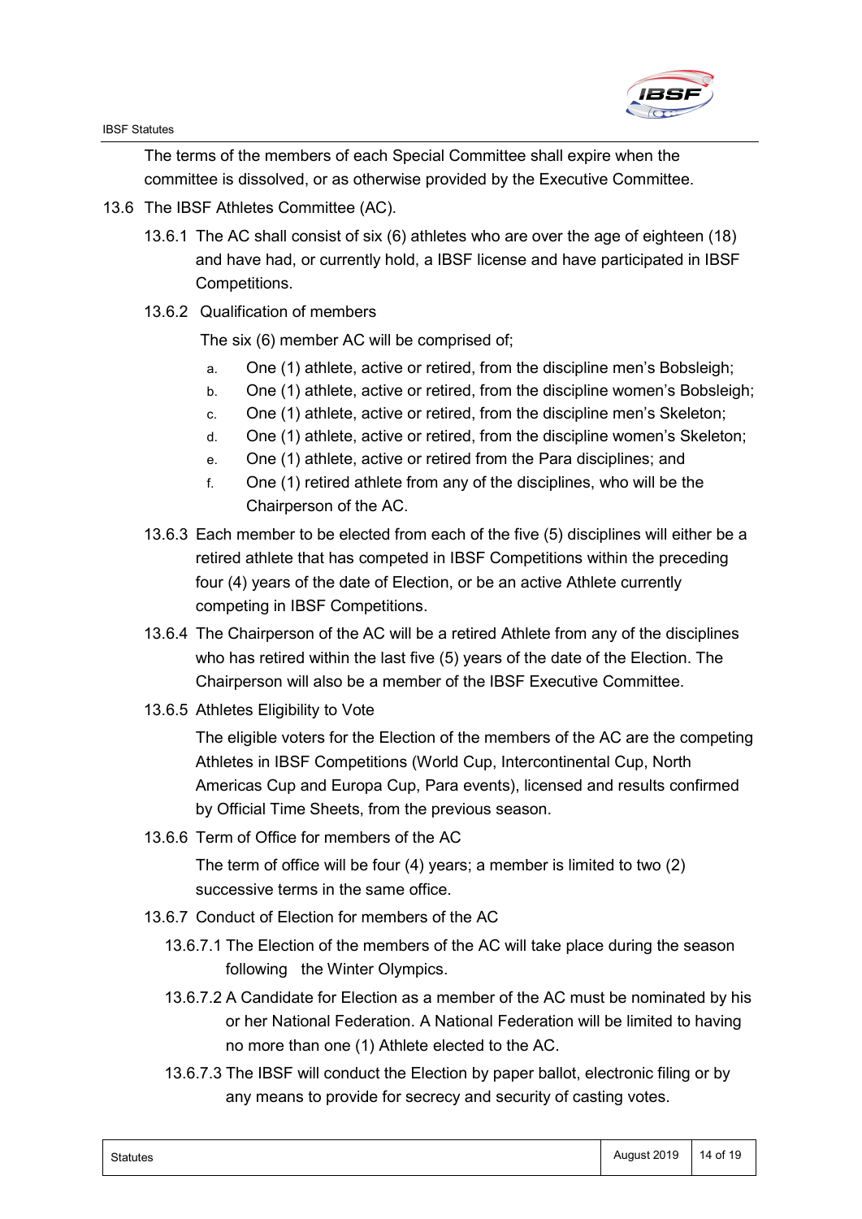The terms of the members of each Special Committee shall expire when the committee is dissolved, or as otherwise provided by the Executive Committee.

13.6 The IBSF Athletes Committee (AC).

13.6.1 The AC shall consist of six (6) athletes who are over the age of eighteen (18) and have had, or currently hold, a IBSF license and have participated in IBSF Competitions.

13.6.2 Qualification of members

The six (6) member AC will be comprised of;

a. One (1) athlete, active or retired, from the discipline men's Bobsleigh;
b. One (1) athlete, active or retired, from the discipline women's Bobsleigh;
c. One (1) athlete, active or retired, from the discipline men's Skeleton;
d. One (1) athlete, active or retired, from the discipline women's Skeleton;
e. One (1) athlete, active or retired from the Para disciplines; and
f. One (1) retired athlete from any of the disciplines, who will be the Chairperson of the AC.

13.6.3 Each member to be elected from each of the five (5) disciplines will either be a retired athlete that has competed in IBSF Competitions within the preceding four (4) years of the date of Election, or be an active Athlete currently competing in IBSF Competitions.

13.6.4 The Chairperson of the AC will be a retired Athlete from any of the disciplines who has retired within the last five (5) years of the date of the Election. The Chairperson will also be a member of the IBSF Executive Committee.

13.6.5 Athletes Eligibility to Vote

The eligible voters for the Election of the members of the AC are the competing Athletes in IBSF Competitions (World Cup, Intercontinental Cup, North Americas Cup and Europa Cup, Para events), licensed and results confirmed by Official Time Sheets, from the previous season.

13.6.6 Term of Office for members of the AC

The term of office will be four (4) years; a member is limited to two (2) successive terms in the same office.

13.6.7 Conduct of Election for members of the AC

13.6.7.1 The Election of the members of the AC will take place during the season following the Winter Olympics.

13.6.7.2 A Candidate for Election as a member of the AC must be nominated by his or her National Federation. A National Federation will be limited to having no more than one (1) Athlete elected to the AC.

13.6.7.3 The IBSF will conduct the Election by paper ballot, electronic filing or by any means to provide for secrecy and security of casting votes.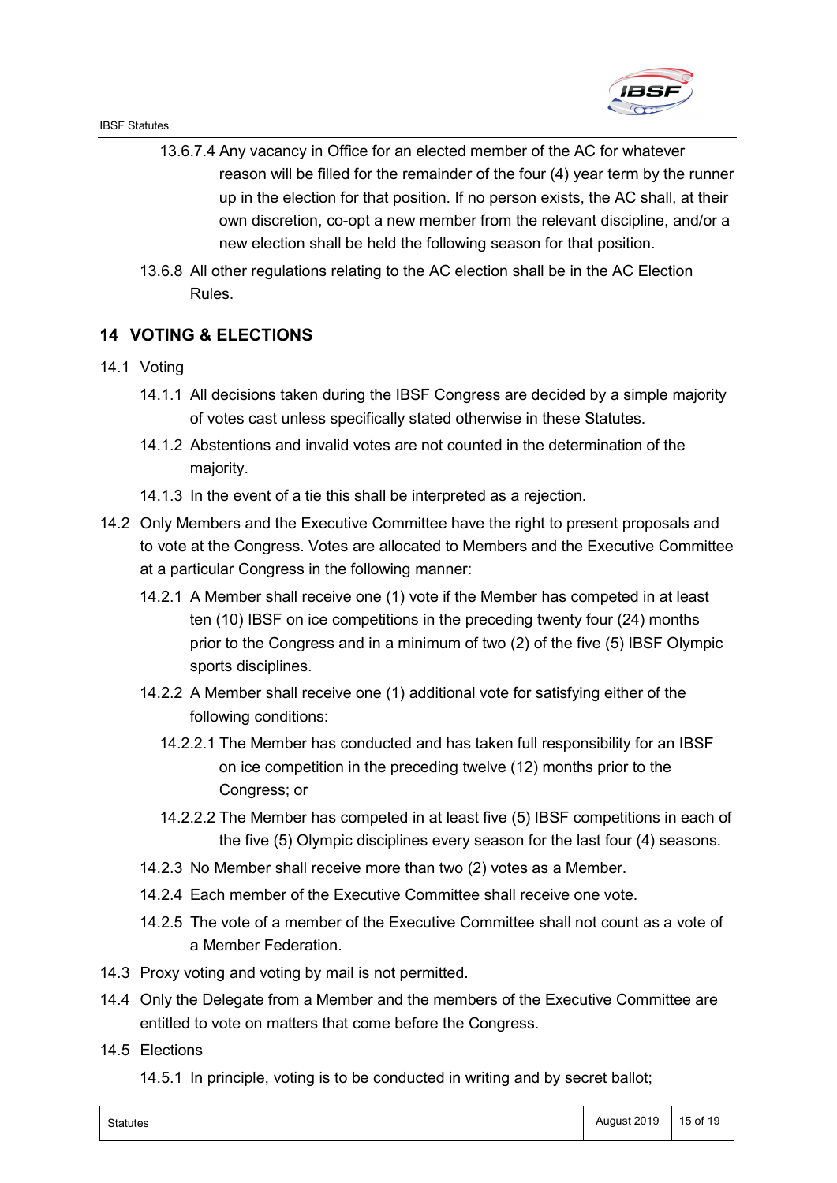13.6.7.4 Any vacancy in Office for an elected member of the AC for whatever reason will be filled for the remainder of the four (4) year term by the runner up in the election for that position. If no person exists, the AC shall, at their own discretion, co-opt a new member from the relevant discipline, and/or a new election shall be held the following season for that position.

13.6.8 All other regulations relating to the AC election shall be in the AC Election Rules.

## 14 VOTING & ELECTIONS

14.1 Voting

14.1.1 All decisions taken during the IBSF Congress are decided by a simple majority of votes cast unless specifically stated otherwise in these Statutes.

14.1.2 Abstentions and invalid votes are not counted in the determination of the majority.

14.1.3 In the event of a tie this shall be interpreted as a rejection.

14.2 Only Members and the Executive Committee have the right to present proposals and to vote at the Congress. Votes are allocated to Members and the Executive Committee at a particular Congress in the following manner:

14.2.1 A Member shall receive one (1) vote if the Member has competed in at least ten (10) IBSF on ice competitions in the preceding twenty four (24) months prior to the Congress and in a minimum of two (2) of the five (5) IBSF Olympic sports disciplines.

14.2.2 A Member shall receive one (1) additional vote for satisfying either of the following conditions:

14.2.2.1 The Member has conducted and has taken full responsibility for an IBSF on ice competition in the preceding twelve (12) months prior to the Congress; or

14.2.2.2 The Member has competed in at least five (5) IBSF competitions in each of the five (5) Olympic disciplines every season for the last four (4) seasons.

14.2.3 No Member shall receive more than two (2) votes as a Member.

14.2.4 Each member of the Executive Committee shall receive one vote.

14.2.5 The vote of a member of the Executive Committee shall not count as a vote of a Member Federation.

14.3 Proxy voting and voting by mail is not permitted.

14.4 Only the Delegate from a Member and the members of the Executive Committee are entitled to vote on matters that come before the Congress.

14.5 Elections

14.5.1 In principle, voting is to be conducted in writing and by secret ballot;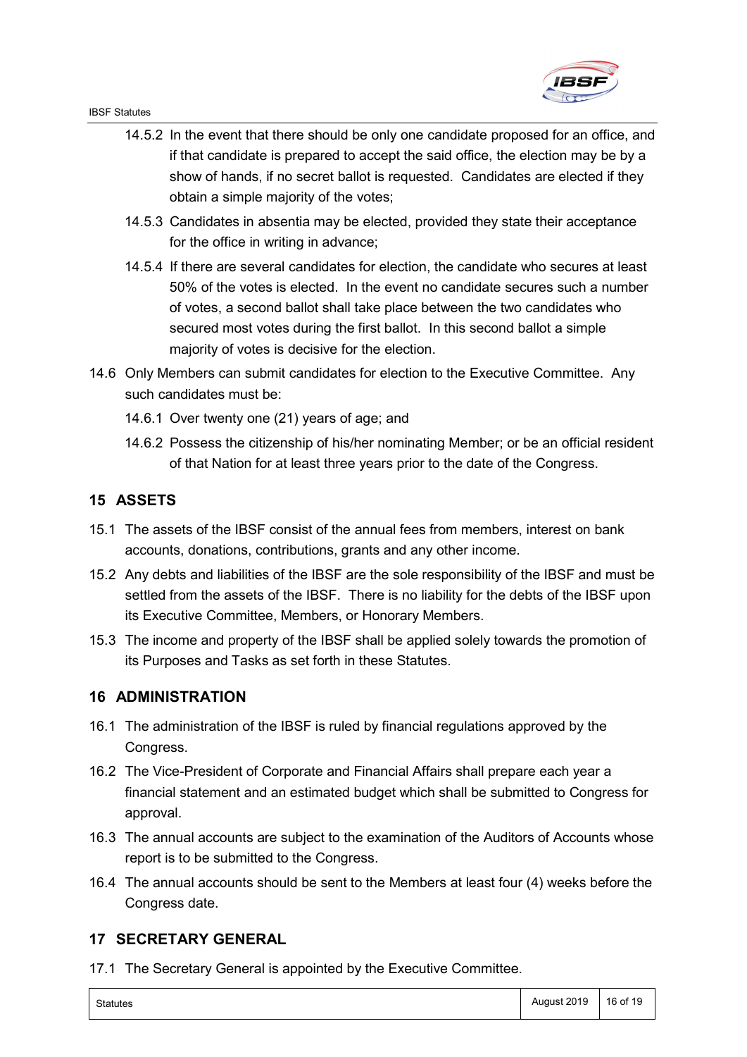14.5.2 In the event that there should be only one candidate proposed for an office, and if that candidate is prepared to accept the said office, the election may be by a show of hands, if no secret ballot is requested. Candidates are elected if they obtain a simple majority of the votes;

14.5.3 Candidates in absentia may be elected, provided they state their acceptance for the office in writing in advance;

14.5.4 If there are several candidates for election, the candidate who secures at least 50% of the votes is elected. In the event no candidate secures such a number of votes, a second ballot shall take place between the two candidates who secured most votes during the first ballot. In this second ballot a simple majority of votes is decisive for the election.

14.6 Only Members can submit candidates for election to the Executive Committee. Any such candidates must be:

14.6.1 Over twenty one (21) years of age; and

14.6.2 Possess the citizenship of his/her nominating Member; or be an official resident of that Nation for at least three years prior to the date of the Congress.

## 15 ASSETS

15.1 The assets of the IBSF consist of the annual fees from members, interest on bank accounts, donations, contributions, grants and any other income.

15.2 Any debts and liabilities of the IBSF are the sole responsibility of the IBSF and must be settled from the assets of the IBSF. There is no liability for the debts of the IBSF upon its Executive Committee, Members, or Honorary Members.

15.3 The income and property of the IBSF shall be applied solely towards the promotion of its Purposes and Tasks as set forth in these Statutes.

## 16 ADMINISTRATION

16.1 The administration of the IBSF is ruled by financial regulations approved by the Congress.

16.2 The Vice-President of Corporate and Financial Affairs shall prepare each year a financial statement and an estimated budget which shall be submitted to Congress for approval.

16.3 The annual accounts are subject to the examination of the Auditors of Accounts whose report is to be submitted to the Congress.

16.4 The annual accounts should be sent to the Members at least four (4) weeks before the Congress date.

## 17 SECRETARY GENERAL

17.1 The Secretary General is appointed by the Executive Committee.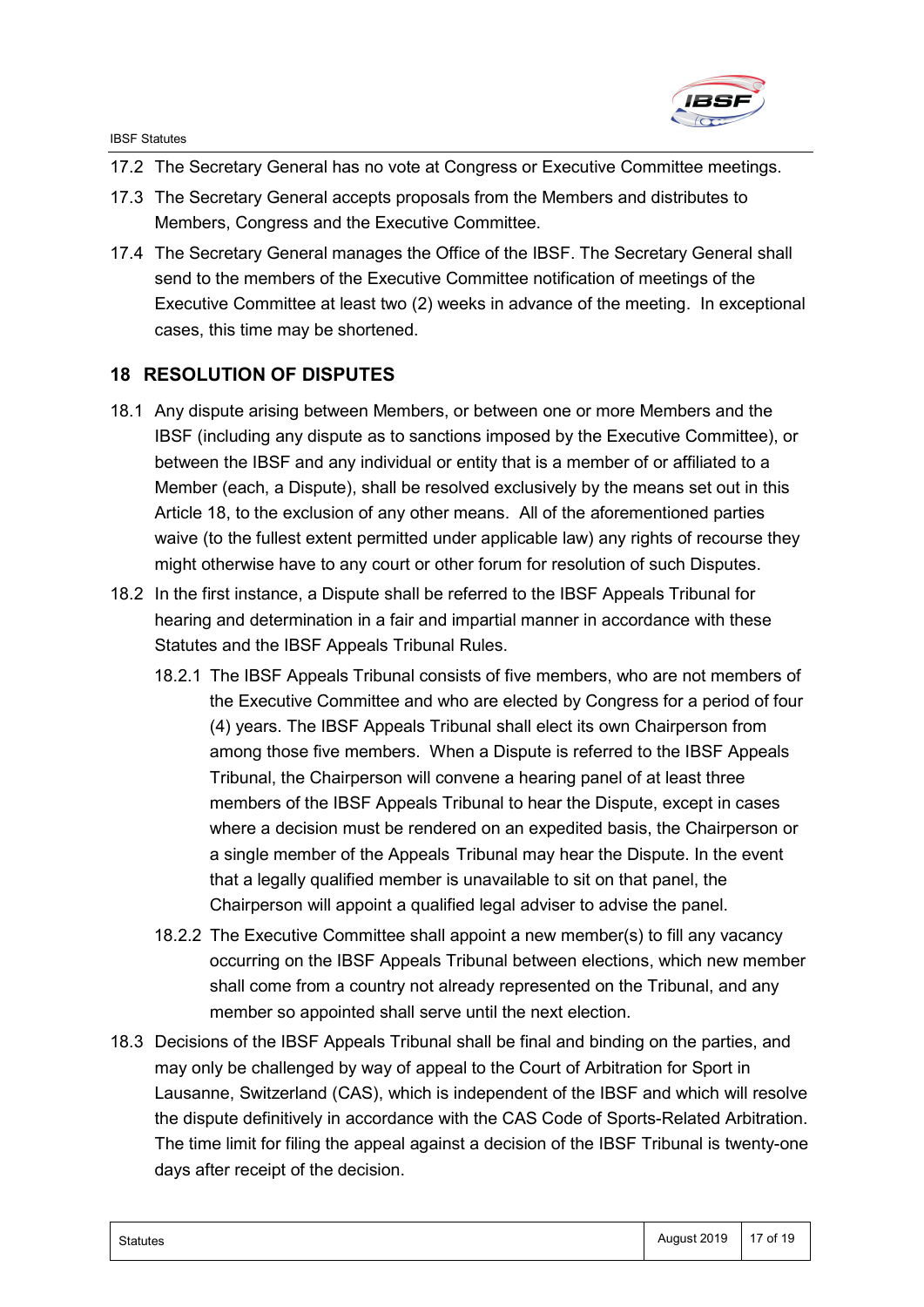17.2 The Secretary General has no vote at Congress or Executive Committee meetings.

17.3 The Secretary General accepts proposals from the Members and distributes to Members, Congress and the Executive Committee.

17.4 The Secretary General manages the Office of the IBSF. The Secretary General shall send to the members of the Executive Committee notification of meetings of the Executive Committee at least two (2) weeks in advance of the meeting. In exceptional cases, this time may be shortened.

## 18 RESOLUTION OF DISPUTES

18.1 Any dispute arising between Members, or between one or more Members and the IBSF (including any dispute as to sanctions imposed by the Executive Committee), or between the IBSF and any individual or entity that is a member of or affiliated to a Member (each, a Dispute), shall be resolved exclusively by the means set out in this Article 18, to the exclusion of any other means. All of the aforementioned parties waive (to the fullest extent permitted under applicable law) any rights of recourse they might otherwise have to any court or other forum for resolution of such Disputes.

18.2 In the first instance, a Dispute shall be referred to the IBSF Appeals Tribunal for hearing and determination in a fair and impartial manner in accordance with these Statutes and the IBSF Appeals Tribunal Rules.

18.2.1 The IBSF Appeals Tribunal consists of five members, who are not members of the Executive Committee and who are elected by Congress for a period of four (4) years. The IBSF Appeals Tribunal shall elect its own Chairperson from among those five members. When a Dispute is referred to the IBSF Appeals Tribunal, the Chairperson will convene a hearing panel of at least three members of the IBSF Appeals Tribunal to hear the Dispute, except in cases where a decision must be rendered on an expedited basis, the Chairperson or a single member of the Appeals Tribunal may hear the Dispute. In the event that a legally qualified member is unavailable to sit on that panel, the Chairperson will appoint a qualified legal adviser to advise the panel.

18.2.2 The Executive Committee shall appoint a new member(s) to fill any vacancy occurring on the IBSF Appeals Tribunal between elections, which new member shall come from a country not already represented on the Tribunal, and any member so appointed shall serve until the next election.

18.3 Decisions of the IBSF Appeals Tribunal shall be final and binding on the parties, and may only be challenged by way of appeal to the Court of Arbitration for Sport in Lausanne, Switzerland (CAS), which is independent of the IBSF and which will resolve the dispute definitively in accordance with the CAS Code of Sports-Related Arbitration. The time limit for filing the appeal against a decision of the IBSF Tribunal is twenty-one days after receipt of the decision.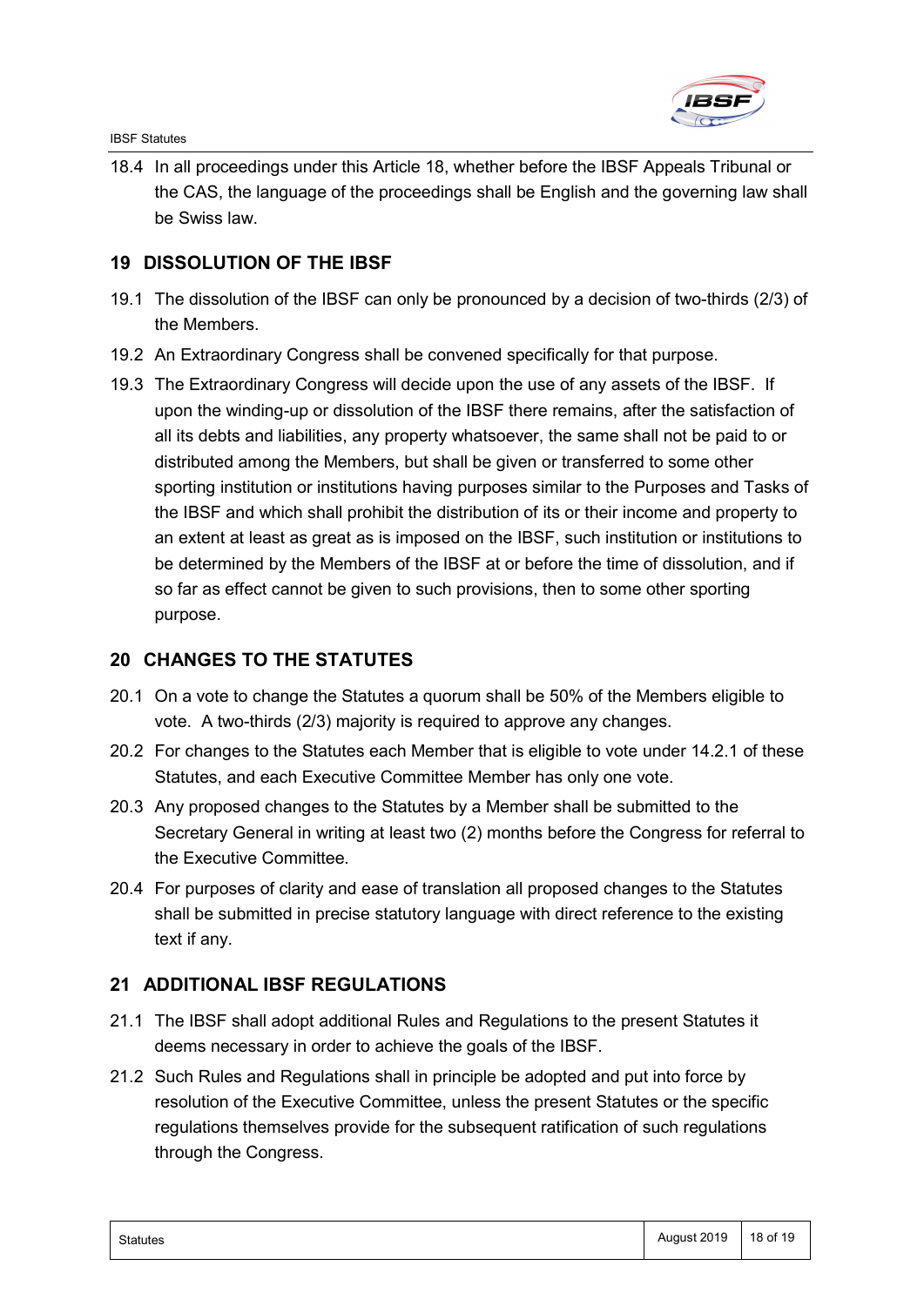18.4 In all proceedings under this Article 18, whether before the IBSF Appeals Tribunal or the CAS, the language of the proceedings shall be English and the governing law shall be Swiss law.

## 19 DISSOLUTION OF THE IBSF

19.1 The dissolution of the IBSF can only be pronounced by a decision of two-thirds (2/3) of the Members.

19.2 An Extraordinary Congress shall be convened specifically for that purpose.

19.3 The Extraordinary Congress will decide upon the use of any assets of the IBSF. If upon the winding-up or dissolution of the IBSF there remains, after the satisfaction of all its debts and liabilities, any property whatsoever, the same shall not be paid to or distributed among the Members, but shall be given or transferred to some other sporting institution or institutions having purposes similar to the Purposes and Tasks of the IBSF and which shall prohibit the distribution of its or their income and property to an extent at least as great as is imposed on the IBSF, such institution or institutions to be determined by the Members of the IBSF at or before the time of dissolution, and if so far as effect cannot be given to such provisions, then to some other sporting purpose.

## 20 CHANGES TO THE STATUTES

20.1 On a vote to change the Statutes a quorum shall be 50% of the Members eligible to vote. A two-thirds (2/3) majority is required to approve any changes.

20.2 For changes to the Statutes each Member that is eligible to vote under 14.2.1 of these Statutes, and each Executive Committee Member has only one vote.

20.3 Any proposed changes to the Statutes by a Member shall be submitted to the Secretary General in writing at least two (2) months before the Congress for referral to the Executive Committee.

20.4 For purposes of clarity and ease of translation all proposed changes to the Statutes shall be submitted in precise statutory language with direct reference to the existing text if any.

## 21 ADDITIONAL IBSF REGULATIONS

21.1 The IBSF shall adopt additional Rules and Regulations to the present Statutes it deems necessary in order to achieve the goals of the IBSF.

21.2 Such Rules and Regulations shall in principle be adopted and put into force by resolution of the Executive Committee, unless the present Statutes or the specific regulations themselves provide for the subsequent ratification of such regulations through the Congress.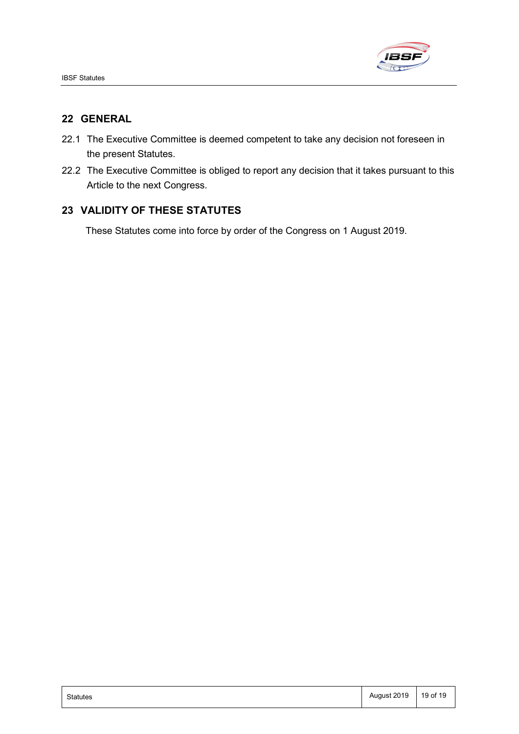## 22 GENERAL

22.1 The Executive Committee is deemed competent to take any decision not foreseen in the present Statutes.

22.2 The Executive Committee is obliged to report any decision that it takes pursuant to this Article to the next Congress.

## 23 VALIDITY OF THESE STATUTES

These Statutes come into force by order of the Congress on 1 August 2019.